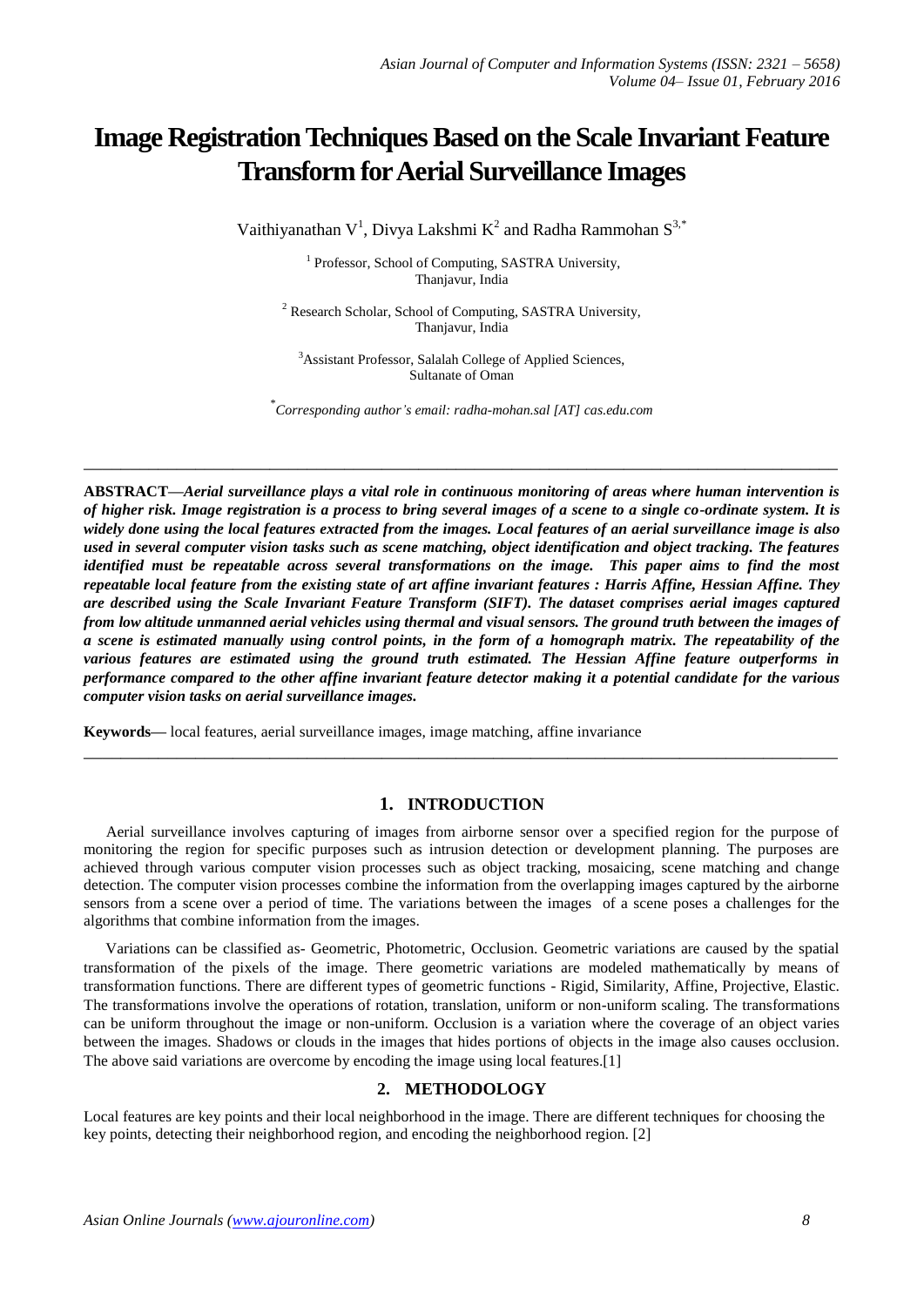# Image Registration Techniques Based on the Scale Invariant Feature Transform for Aerial Surveillance Images

Vaithiyanathan V[1], Divya Lakshmi K[2] and Radha Rammohan S[3,*]

[1] Professor, School of Computing, SASTRA University, Thanjavur, India

[2] Research Scholar, School of Computing, SASTRA University, Thanjavur, India

[3] Assistant Professor, Salalah College of Applied Sciences, Sultanate of Oman

[*] *Corresponding author's email: radha-mohan.sal [AT] cas.edu.com*

---

**ABSTRACT—*Aerial surveillance plays a vital role in continuous monitoring of areas where human intervention is of higher risk. Image registration is a process to bring several images of a scene to a single co-ordinate system. It is widely done using the local features extracted from the images. Local features of an aerial surveillance image is also used in several computer vision tasks such as scene matching, object identification and object tracking. The features identified must be repeatable across several transformations on the image. This paper aims to find the most repeatable local feature from the existing state of art affine invariant features : Harris Affine, Hessian Affine. They are described using the Scale Invariant Feature Transform (SIFT). The dataset comprises aerial images captured from low altitude unmanned aerial vehicles using thermal and visual sensors. The ground truth between the images of a scene is estimated manually using control points, in the form of a homograph matrix. The repeatability of the various features are estimated using the ground truth estimated. The Hessian Affine feature outperforms in performance compared to the other affine invariant feature detector making it a potential candidate for the various computer vision tasks on aerial surveillance images.*

**Keywords—** local features, aerial surveillance images, image matching, affine invariance

---

## 1. INTRODUCTION

Aerial surveillance involves capturing of images from airborne sensor over a specified region for the purpose of monitoring the region for specific purposes such as intrusion detection or development planning. The purposes are achieved through various computer vision processes such as object tracking, mosaicing, scene matching and change detection. The computer vision processes combine the information from the overlapping images captured by the airborne sensors from a scene over a period of time. The variations between the images of a scene poses a challenges for the algorithms that combine information from the images.

Variations can be classified as- Geometric, Photometric, Occlusion. Geometric variations are caused by the spatial transformation of the pixels of the image. There geometric variations are modeled mathematically by means of transformation functions. There are different types of geometric functions - Rigid, Similarity, Affine, Projective, Elastic. The transformations involve the operations of rotation, translation, uniform or non-uniform scaling. The transformations can be uniform throughout the image or non-uniform. Occlusion is a variation where the coverage of an object varies between the images. Shadows or clouds in the images that hides portions of objects in the image also causes occlusion. The above said variations are overcome by encoding the image using local features.[1]

## 2. METHODOLOGY

Local features are key points and their local neighborhood in the image. There are different techniques for choosing the key points, detecting their neighborhood region, and encoding the neighborhood region. [2]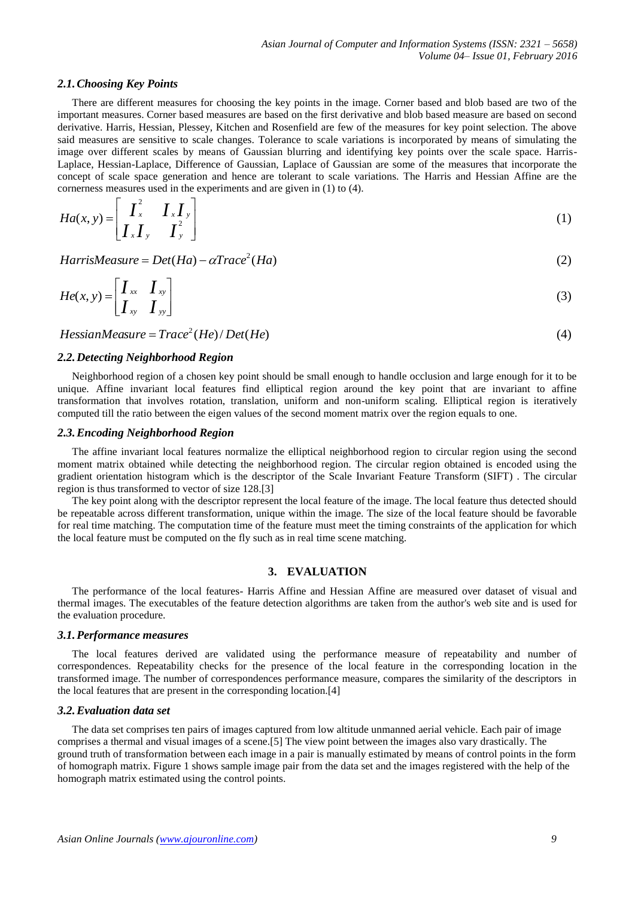### 2.1. Choosing Key Points

There are different measures for choosing the key points in the image. Corner based and blob based are two of the important measures. Corner based measures are based on the first derivative and blob based measure are based on second derivative. Harris, Hessian, Plessey, Kitchen and Rosenfield are few of the measures for key point selection. The above said measures are sensitive to scale changes. Tolerance to scale variations is incorporated by means of simulating the image over different scales by means of Gaussian blurring and identifying key points over the scale space. Harris-Laplace, Hessian-Laplace, Difference of Gaussian, Laplace of Gaussian are some of the measures that incorporate the concept of scale space generation and hence are tolerant to scale variations. The Harris and Hessian Affine are the cornerness measures used in the experiments and are given in (1) to (4).

$$Ha(x,y) = \begin{bmatrix} I_x^2 & I_x I_y \\ I_x I_y & I_y^2 \end{bmatrix} \tag{1}$$

$$HarrisMeasure = Det(Ha) - \alpha Trace^2(Ha) \tag{2}$$

$$He(x,y) = \begin{bmatrix} I_{xx} & I_{xy} \\ I_{xy} & I_{yy} \end{bmatrix} \tag{3}$$

$$HessianMeasure = Trace^2(He) / Det(He) \tag{4}$$

### 2.2. Detecting Neighborhood Region

Neighborhood region of a chosen key point should be small enough to handle occlusion and large enough for it to be unique. Affine invariant local features find elliptical region around the key point that are invariant to affine transformation that involves rotation, translation, uniform and non-uniform scaling. Elliptical region is iteratively computed till the ratio between the eigen values of the second moment matrix over the region equals to one.

### 2.3. Encoding Neighborhood Region

The affine invariant local features normalize the elliptical neighborhood region to circular region using the second moment matrix obtained while detecting the neighborhood region. The circular region obtained is encoded using the gradient orientation histogram which is the descriptor of the Scale Invariant Feature Transform (SIFT) . The circular region is thus transformed to vector of size 128.[3]

The key point along with the descriptor represent the local feature of the image. The local feature thus detected should be repeatable across different transformation, unique within the image. The size of the local feature should be favorable for real time matching. The computation time of the feature must meet the timing constraints of the application for which the local feature must be computed on the fly such as in real time scene matching.

## 3. EVALUATION

The performance of the local features- Harris Affine and Hessian Affine are measured over dataset of visual and thermal images. The executables of the feature detection algorithms are taken from the author's web site and is used for the evaluation procedure.

### 3.1. Performance measures

The local features derived are validated using the performance measure of repeatability and number of correspondences. Repeatability checks for the presence of the local feature in the corresponding location in the transformed image. The number of correspondences performance measure, compares the similarity of the descriptors in the local features that are present in the corresponding location.[4]

### 3.2. Evaluation data set

The data set comprises ten pairs of images captured from low altitude unmanned aerial vehicle. Each pair of image comprises a thermal and visual images of a scene.[5] The view point between the images also vary drastically. The ground truth of transformation between each image in a pair is manually estimated by means of control points in the form of homograph matrix. Figure 1 shows sample image pair from the data set and the images registered with the help of the homograph matrix estimated using the control points.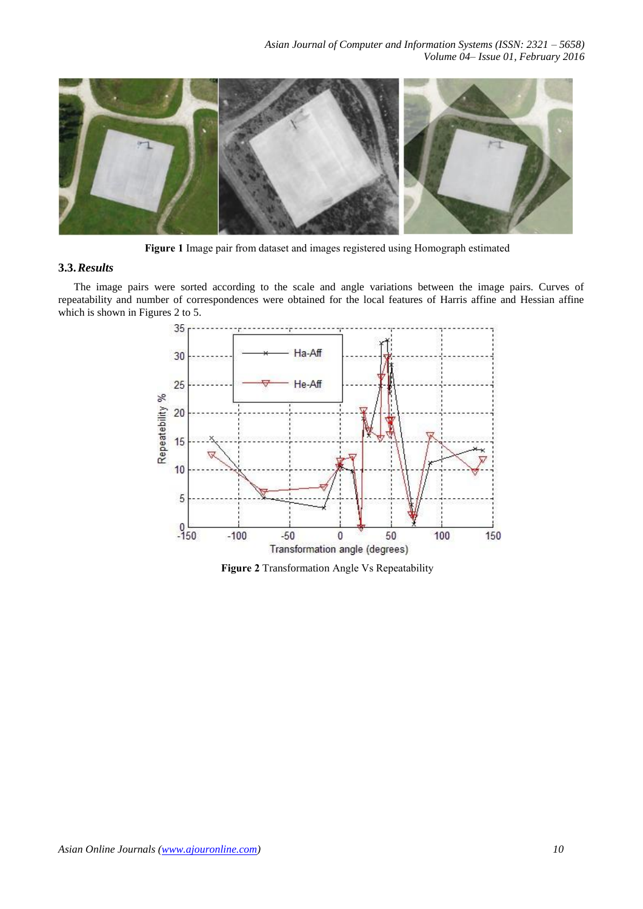**Figure 1** Image pair from dataset and images registered using Homograph estimated

### 3.3. *Results*

The image pairs were sorted according to the scale and angle variations between the image pairs. Curves of repeatability and number of correspondences were obtained for the local features of Harris affine and Hessian affine which is shown in Figures 2 to 5.

**Figure 2** Transformation Angle Vs Repeatability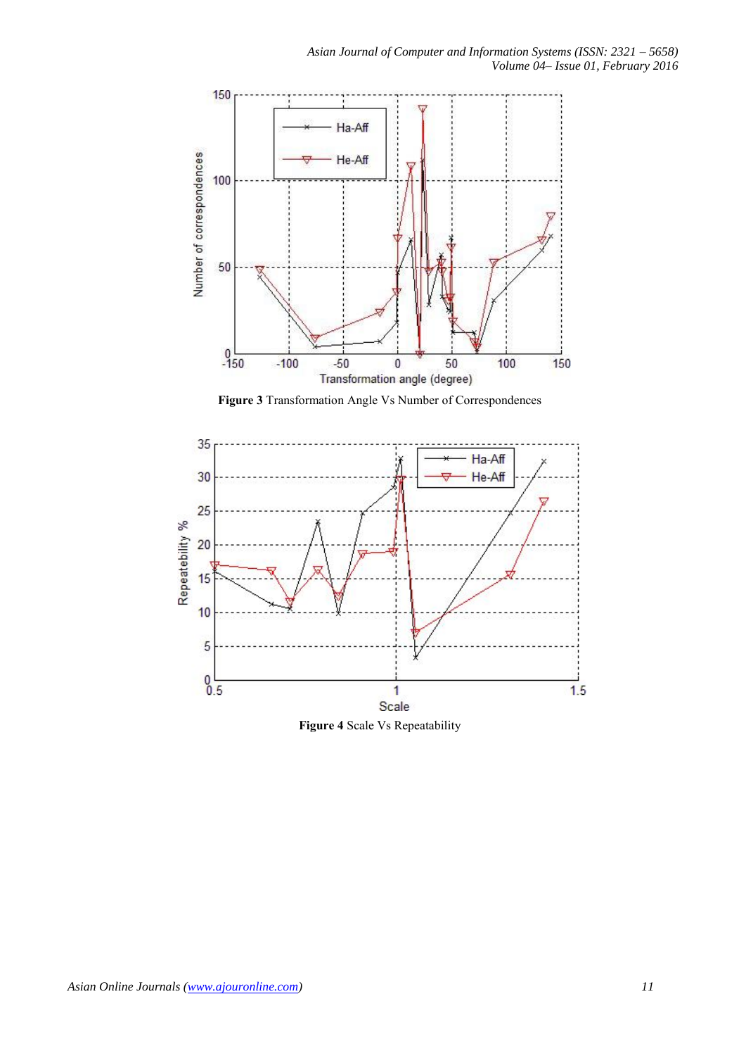**Figure 3** Transformation Angle Vs Number of Correspondences

**Figure 4** Scale Vs Repeatability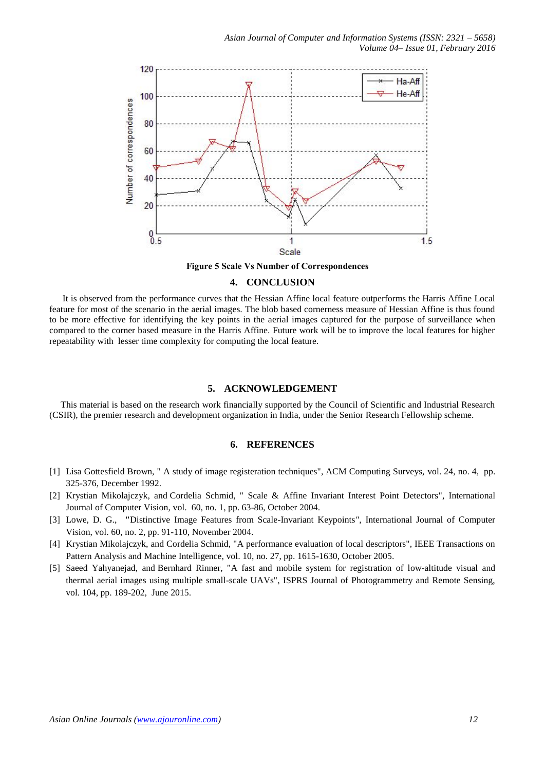120
100
80
60
40
20
0
Number of correspondences
0.5
1
1.5
Scale
Ha-Aff
He-Aff

**Figure 5 Scale Vs Number of Correspondences**

## 4. CONCLUSION

It is observed from the performance curves that the Hessian Affine local feature outperforms the Harris Affine Local feature for most of the scenario in the aerial images. The blob based cornerness measure of Hessian Affine is thus found to be more effective for identifying the key points in the aerial images captured for the purpose of surveillance when compared to the corner based measure in the Harris Affine. Future work will be to improve the local features for higher repeatability with lesser time complexity for computing the local feature.

## 5. ACKNOWLEDGEMENT

This material is based on the research work financially supported by the Council of Scientific and Industrial Research (CSIR), the premier research and development organization in India, under the Senior Research Fellowship scheme.

## 6. REFERENCES

[1] Lisa Gottesfield Brown, " A study of image registeration techniques", ACM Computing Surveys, vol. 24, no. 4, pp. 325-376, December 1992.

[2] Krystian Mikolajczyk, and Cordelia Schmid, " Scale & Affine Invariant Interest Point Detectors", International Journal of Computer Vision, vol. 60, no. 1, pp. 63-86, October 2004.

[3] Lowe, D. G., "Distinctive Image Features from Scale-Invariant Keypoints", International Journal of Computer Vision, vol. 60, no. 2, pp. 91-110, November 2004.

[4] Krystian Mikolajczyk, and Cordelia Schmid, "A performance evaluation of local descriptors", IEEE Transactions on Pattern Analysis and Machine Intelligence, vol. 10, no. 27, pp. 1615-1630, October 2005.

[5] Saeed Yahyanejad, and Bernhard Rinner, "A fast and mobile system for registration of low-altitude visual and thermal aerial images using multiple small-scale UAVs", ISPRS Journal of Photogrammetry and Remote Sensing, vol. 104, pp. 189-202, June 2015.